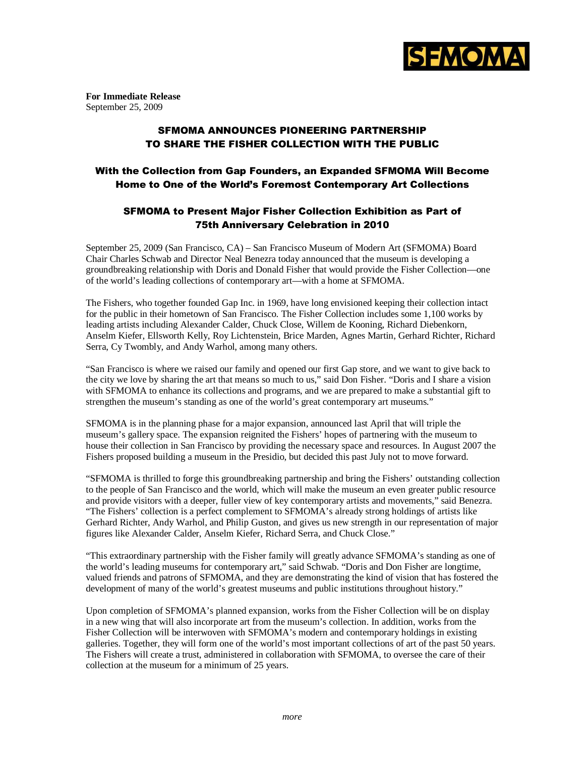SFMOMA

**For Immediate Release**
September 25, 2009

# SFMOMA ANNOUNCES PIONEERING PARTNERSHIP TO SHARE THE FISHER COLLECTION WITH THE PUBLIC

## With the Collection from Gap Founders, an Expanded SFMOMA Will Become Home to One of the World's Foremost Contemporary Art Collections

## SFMOMA to Present Major Fisher Collection Exhibition as Part of 75th Anniversary Celebration in 2010

September 25, 2009 (San Francisco, CA) – San Francisco Museum of Modern Art (SFMOMA) Board Chair Charles Schwab and Director Neal Benezra today announced that the museum is developing a groundbreaking relationship with Doris and Donald Fisher that would provide the Fisher Collection—one of the world's leading collections of contemporary art—with a home at SFMOMA.

The Fishers, who together founded Gap Inc. in 1969, have long envisioned keeping their collection intact for the public in their hometown of San Francisco. The Fisher Collection includes some 1,100 works by leading artists including Alexander Calder, Chuck Close, Willem de Kooning, Richard Diebenkorn, Anselm Kiefer, Ellsworth Kelly, Roy Lichtenstein, Brice Marden, Agnes Martin, Gerhard Richter, Richard Serra, Cy Twombly, and Andy Warhol, among many others.

"San Francisco is where we raised our family and opened our first Gap store, and we want to give back to the city we love by sharing the art that means so much to us," said Don Fisher. "Doris and I share a vision with SFMOMA to enhance its collections and programs, and we are prepared to make a substantial gift to strengthen the museum's standing as one of the world's great contemporary art museums."

SFMOMA is in the planning phase for a major expansion, announced last April that will triple the museum's gallery space. The expansion reignited the Fishers' hopes of partnering with the museum to house their collection in San Francisco by providing the necessary space and resources. In August 2007 the Fishers proposed building a museum in the Presidio, but decided this past July not to move forward.

"SFMOMA is thrilled to forge this groundbreaking partnership and bring the Fishers' outstanding collection to the people of San Francisco and the world, which will make the museum an even greater public resource and provide visitors with a deeper, fuller view of key contemporary artists and movements," said Benezra. "The Fishers' collection is a perfect complement to SFMOMA's already strong holdings of artists like Gerhard Richter, Andy Warhol, and Philip Guston, and gives us new strength in our representation of major figures like Alexander Calder, Anselm Kiefer, Richard Serra, and Chuck Close."

"This extraordinary partnership with the Fisher family will greatly advance SFMOMA's standing as one of the world's leading museums for contemporary art," said Schwab. "Doris and Don Fisher are longtime, valued friends and patrons of SFMOMA, and they are demonstrating the kind of vision that has fostered the development of many of the world's greatest museums and public institutions throughout history."

Upon completion of SFMOMA's planned expansion, works from the Fisher Collection will be on display in a new wing that will also incorporate art from the museum's collection. In addition, works from the Fisher Collection will be interwoven with SFMOMA's modern and contemporary holdings in existing galleries. Together, they will form one of the world's most important collections of art of the past 50 years. The Fishers will create a trust, administered in collaboration with SFMOMA, to oversee the care of their collection at the museum for a minimum of 25 years.

*more*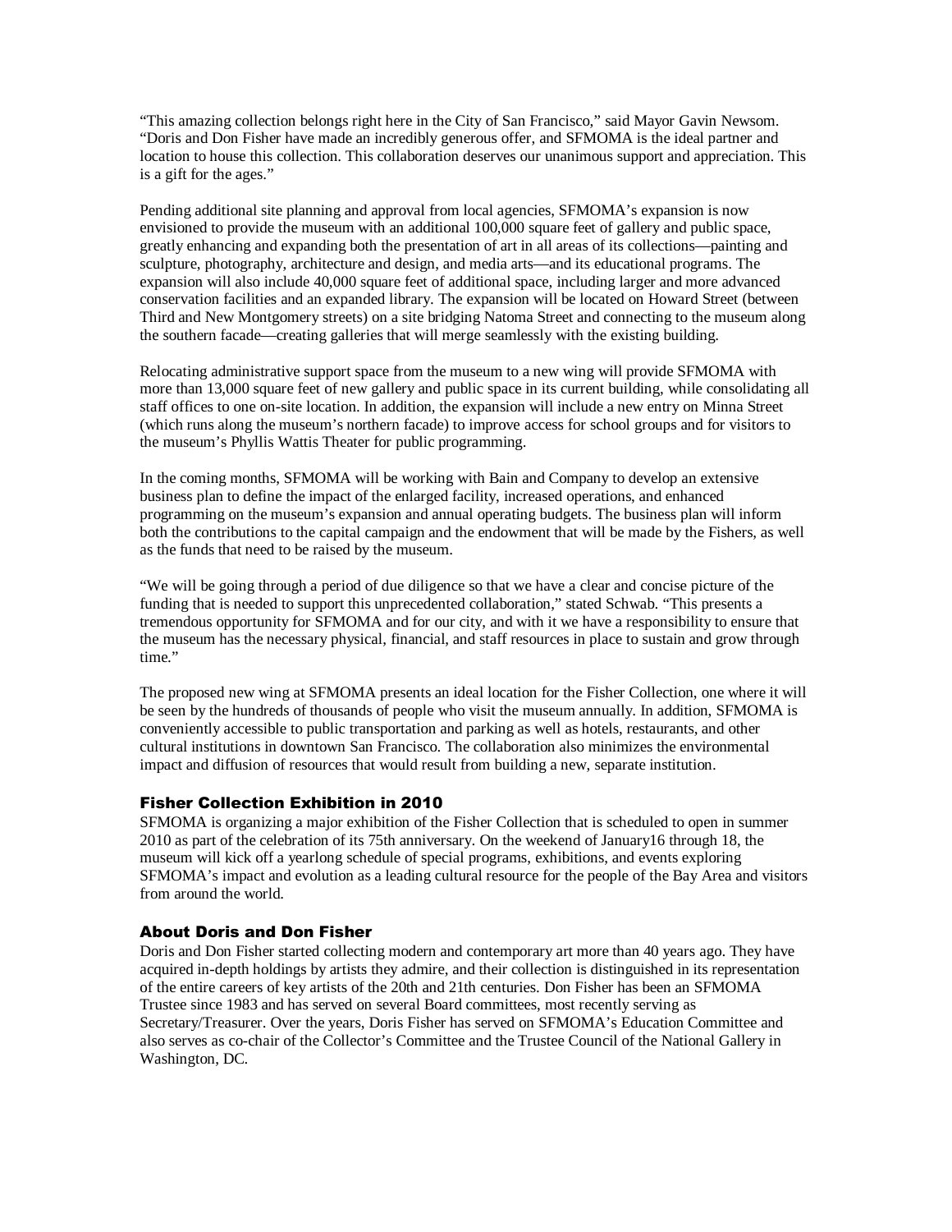"This amazing collection belongs right here in the City of San Francisco," said Mayor Gavin Newsom. "Doris and Don Fisher have made an incredibly generous offer, and SFMOMA is the ideal partner and location to house this collection. This collaboration deserves our unanimous support and appreciation. This is a gift for the ages."

Pending additional site planning and approval from local agencies, SFMOMA's expansion is now envisioned to provide the museum with an additional 100,000 square feet of gallery and public space, greatly enhancing and expanding both the presentation of art in all areas of its collections—painting and sculpture, photography, architecture and design, and media arts—and its educational programs. The expansion will also include 40,000 square feet of additional space, including larger and more advanced conservation facilities and an expanded library. The expansion will be located on Howard Street (between Third and New Montgomery streets) on a site bridging Natoma Street and connecting to the museum along the southern facade—creating galleries that will merge seamlessly with the existing building.

Relocating administrative support space from the museum to a new wing will provide SFMOMA with more than 13,000 square feet of new gallery and public space in its current building, while consolidating all staff offices to one on-site location. In addition, the expansion will include a new entry on Minna Street (which runs along the museum's northern facade) to improve access for school groups and for visitors to the museum's Phyllis Wattis Theater for public programming.

In the coming months, SFMOMA will be working with Bain and Company to develop an extensive business plan to define the impact of the enlarged facility, increased operations, and enhanced programming on the museum's expansion and annual operating budgets. The business plan will inform both the contributions to the capital campaign and the endowment that will be made by the Fishers, as well as the funds that need to be raised by the museum.

"We will be going through a period of due diligence so that we have a clear and concise picture of the funding that is needed to support this unprecedented collaboration," stated Schwab. "This presents a tremendous opportunity for SFMOMA and for our city, and with it we have a responsibility to ensure that the museum has the necessary physical, financial, and staff resources in place to sustain and grow through time."

The proposed new wing at SFMOMA presents an ideal location for the Fisher Collection, one where it will be seen by the hundreds of thousands of people who visit the museum annually. In addition, SFMOMA is conveniently accessible to public transportation and parking as well as hotels, restaurants, and other cultural institutions in downtown San Francisco. The collaboration also minimizes the environmental impact and diffusion of resources that would result from building a new, separate institution.

## Fisher Collection Exhibition in 2010

SFMOMA is organizing a major exhibition of the Fisher Collection that is scheduled to open in summer 2010 as part of the celebration of its 75th anniversary. On the weekend of January16 through 18, the museum will kick off a yearlong schedule of special programs, exhibitions, and events exploring SFMOMA's impact and evolution as a leading cultural resource for the people of the Bay Area and visitors from around the world.

## About Doris and Don Fisher

Doris and Don Fisher started collecting modern and contemporary art more than 40 years ago. They have acquired in-depth holdings by artists they admire, and their collection is distinguished in its representation of the entire careers of key artists of the 20th and 21th centuries. Don Fisher has been an SFMOMA Trustee since 1983 and has served on several Board committees, most recently serving as Secretary/Treasurer. Over the years, Doris Fisher has served on SFMOMA's Education Committee and also serves as co-chair of the Collector's Committee and the Trustee Council of the National Gallery in Washington, DC.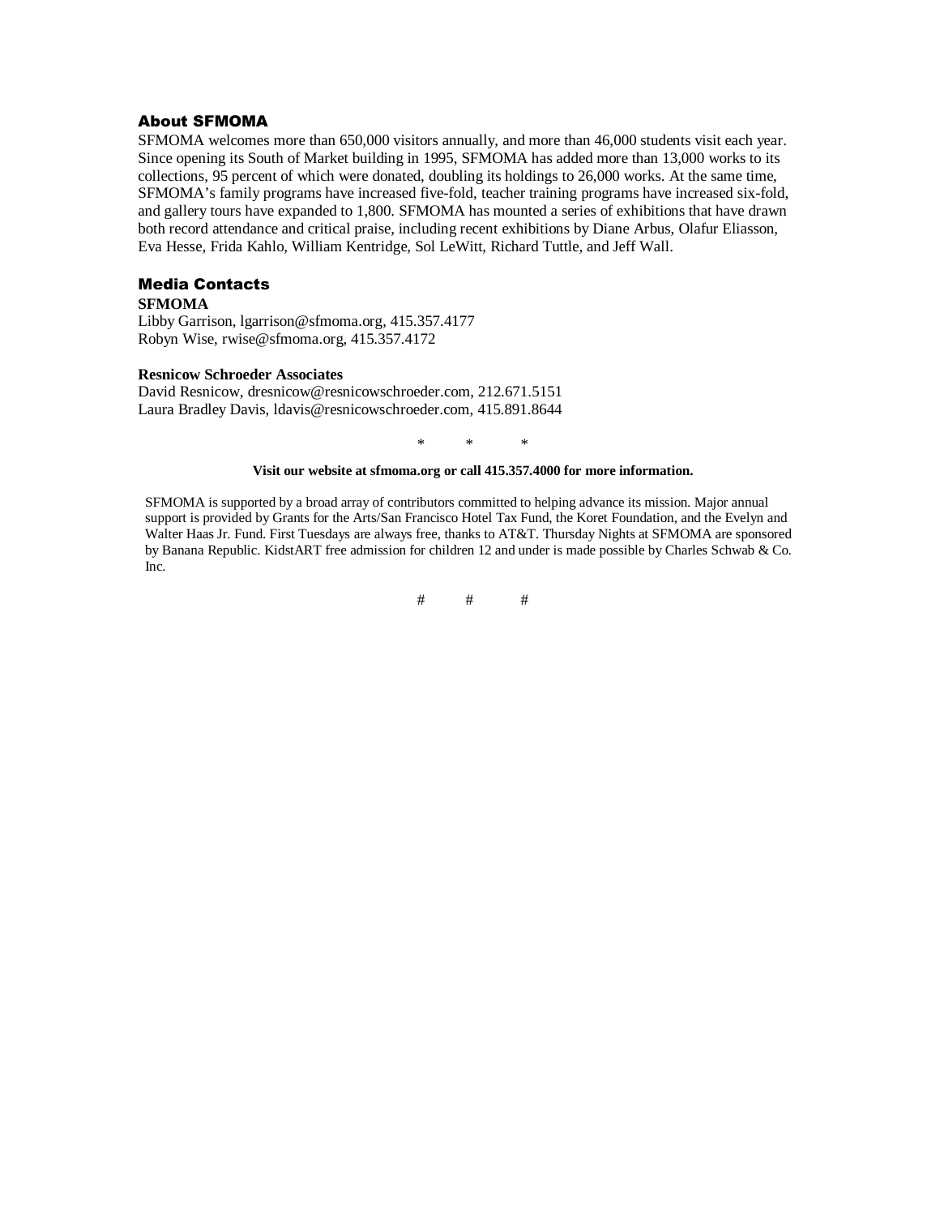## About SFMOMA

SFMOMA welcomes more than 650,000 visitors annually, and more than 46,000 students visit each year. Since opening its South of Market building in 1995, SFMOMA has added more than 13,000 works to its collections, 95 percent of which were donated, doubling its holdings to 26,000 works. At the same time, SFMOMA's family programs have increased five-fold, teacher training programs have increased six-fold, and gallery tours have expanded to 1,800. SFMOMA has mounted a series of exhibitions that have drawn both record attendance and critical praise, including recent exhibitions by Diane Arbus, Olafur Eliasson, Eva Hesse, Frida Kahlo, William Kentridge, Sol LeWitt, Richard Tuttle, and Jeff Wall.

## Media Contacts

**SFMOMA**
Libby Garrison, lgarrison@sfmoma.org, 415.357.4177
Robyn Wise, rwise@sfmoma.org, 415.357.4172

**Resnicow Schroeder Associates**
David Resnicow, dresnicow@resnicowschroeder.com, 212.671.5151
Laura Bradley Davis, ldavis@resnicowschroeder.com, 415.891.8644

\* \* \*

**Visit our website at sfmoma.org or call 415.357.4000 for more information.**

SFMOMA is supported by a broad array of contributors committed to helping advance its mission. Major annual support is provided by Grants for the Arts/San Francisco Hotel Tax Fund, the Koret Foundation, and the Evelyn and Walter Haas Jr. Fund. First Tuesdays are always free, thanks to AT&T. Thursday Nights at SFMOMA are sponsored by Banana Republic. KidstART free admission for children 12 and under is made possible by Charles Schwab & Co. Inc.

\# \# \#